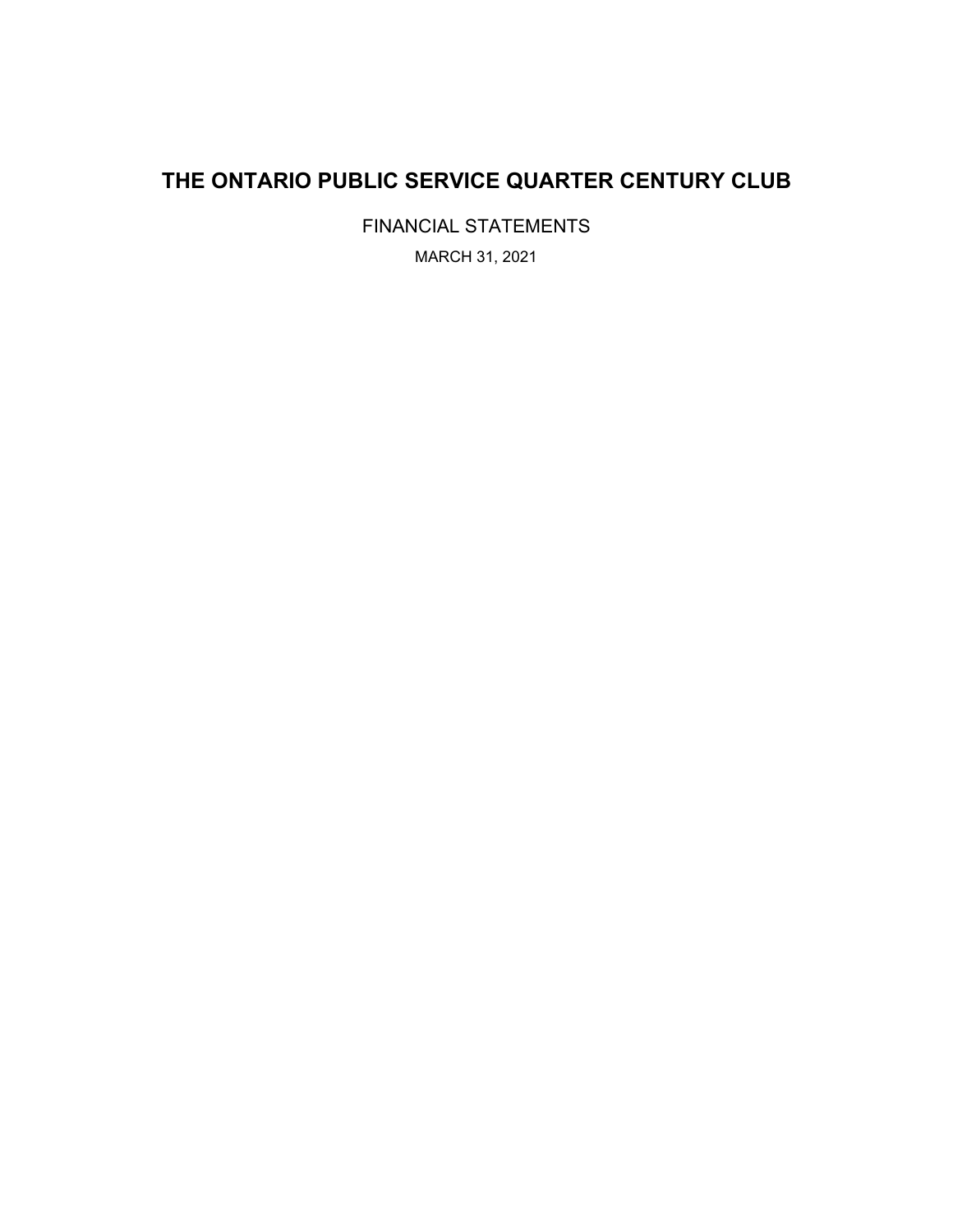# THE ONTARIO PUBLIC SERVICE QUARTER CENTURY CLUB

FINANCIAL STATEMENTS

MARCH 31, 2021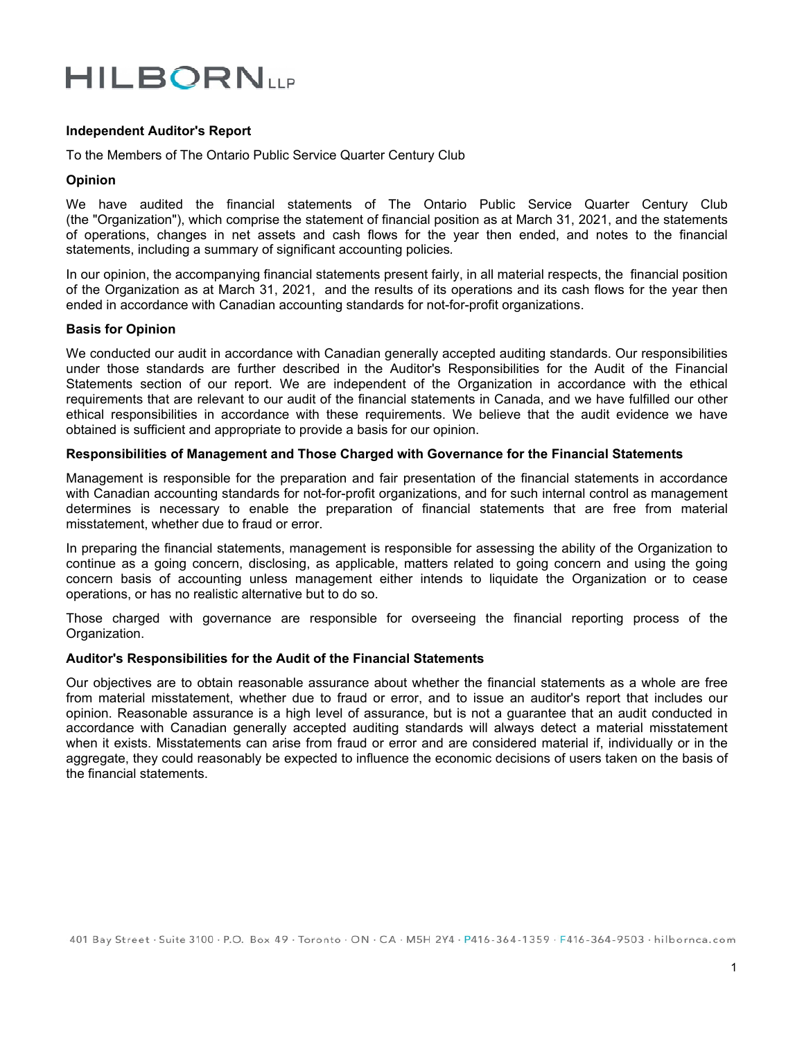HILBORN LLP

**Independent Auditor's Report**

To the Members of The Ontario Public Service Quarter Century Club

**Opinion**

We have audited the financial statements of The Ontario Public Service Quarter Century Club (the "Organization"), which comprise the statement of financial position as at March 31, 2021, and the statements of operations, changes in net assets and cash flows for the year then ended, and notes to the financial statements, including a summary of significant accounting policies.

In our opinion, the accompanying financial statements present fairly, in all material respects, the financial position of the Organization as at March 31, 2021, and the results of its operations and its cash flows for the year then ended in accordance with Canadian accounting standards for not-for-profit organizations.

**Basis for Opinion**

We conducted our audit in accordance with Canadian generally accepted auditing standards. Our responsibilities under those standards are further described in the Auditor's Responsibilities for the Audit of the Financial Statements section of our report. We are independent of the Organization in accordance with the ethical requirements that are relevant to our audit of the financial statements in Canada, and we have fulfilled our other ethical responsibilities in accordance with these requirements. We believe that the audit evidence we have obtained is sufficient and appropriate to provide a basis for our opinion.

**Responsibilities of Management and Those Charged with Governance for the Financial Statements**

Management is responsible for the preparation and fair presentation of the financial statements in accordance with Canadian accounting standards for not-for-profit organizations, and for such internal control as management determines is necessary to enable the preparation of financial statements that are free from material misstatement, whether due to fraud or error.

In preparing the financial statements, management is responsible for assessing the ability of the Organization to continue as a going concern, disclosing, as applicable, matters related to going concern and using the going concern basis of accounting unless management either intends to liquidate the Organization or to cease operations, or has no realistic alternative but to do so.

Those charged with governance are responsible for overseeing the financial reporting process of the Organization.

**Auditor's Responsibilities for the Audit of the Financial Statements**

Our objectives are to obtain reasonable assurance about whether the financial statements as a whole are free from material misstatement, whether due to fraud or error, and to issue an auditor's report that includes our opinion. Reasonable assurance is a high level of assurance, but is not a guarantee that an audit conducted in accordance with Canadian generally accepted auditing standards will always detect a material misstatement when it exists. Misstatements can arise from fraud or error and are considered material if, individually or in the aggregate, they could reasonably be expected to influence the economic decisions of users taken on the basis of the financial statements.

401 Bay Street · Suite 3100 · P.O. Box 49 · Toronto · ON · CA · M5H 2Y4 · P416-364-1359 · F416-364-9503 · hilbornca.com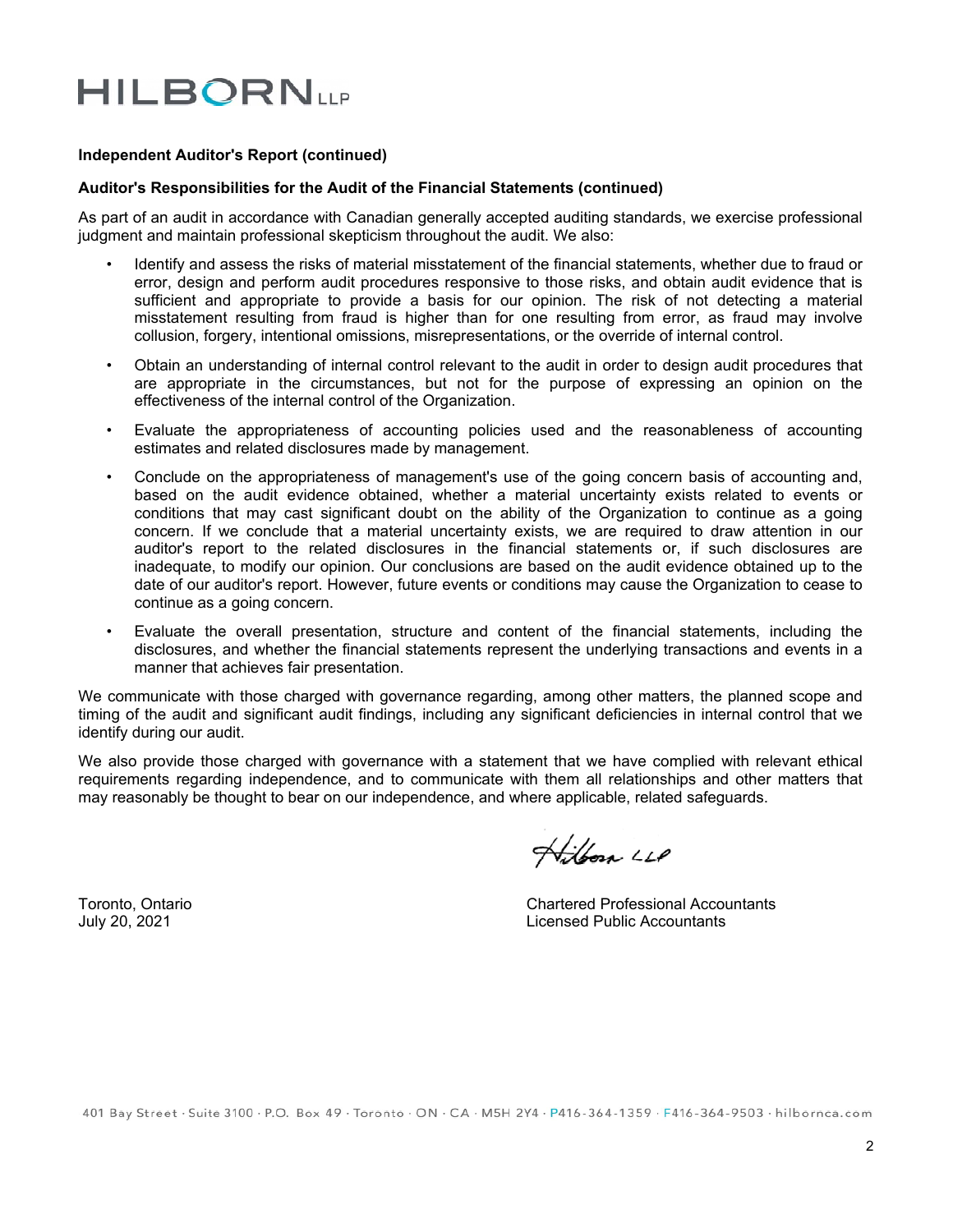**Independent Auditor's Report (continued)**

**Auditor's Responsibilities for the Audit of the Financial Statements (continued)**

As part of an audit in accordance with Canadian generally accepted auditing standards, we exercise professional judgment and maintain professional skepticism throughout the audit. We also:

- Identify and assess the risks of material misstatement of the financial statements, whether due to fraud or error, design and perform audit procedures responsive to those risks, and obtain audit evidence that is sufficient and appropriate to provide a basis for our opinion. The risk of not detecting a material misstatement resulting from fraud is higher than for one resulting from error, as fraud may involve collusion, forgery, intentional omissions, misrepresentations, or the override of internal control.
- Obtain an understanding of internal control relevant to the audit in order to design audit procedures that are appropriate in the circumstances, but not for the purpose of expressing an opinion on the effectiveness of the internal control of the Organization.
- Evaluate the appropriateness of accounting policies used and the reasonableness of accounting estimates and related disclosures made by management.
- Conclude on the appropriateness of management's use of the going concern basis of accounting and, based on the audit evidence obtained, whether a material uncertainty exists related to events or conditions that may cast significant doubt on the ability of the Organization to continue as a going concern. If we conclude that a material uncertainty exists, we are required to draw attention in our auditor's report to the related disclosures in the financial statements or, if such disclosures are inadequate, to modify our opinion. Our conclusions are based on the audit evidence obtained up to the date of our auditor's report. However, future events or conditions may cause the Organization to cease to continue as a going concern.
- Evaluate the overall presentation, structure and content of the financial statements, including the disclosures, and whether the financial statements represent the underlying transactions and events in a manner that achieves fair presentation.

We communicate with those charged with governance regarding, among other matters, the planned scope and timing of the audit and significant audit findings, including any significant deficiencies in internal control that we identify during our audit.

We also provide those charged with governance with a statement that we have complied with relevant ethical requirements regarding independence, and to communicate with them all relationships and other matters that may reasonably be thought to bear on our independence, and where applicable, related safeguards.

Hilborn LLP

Toronto, Ontario
July 20, 2021

Chartered Professional Accountants
Licensed Public Accountants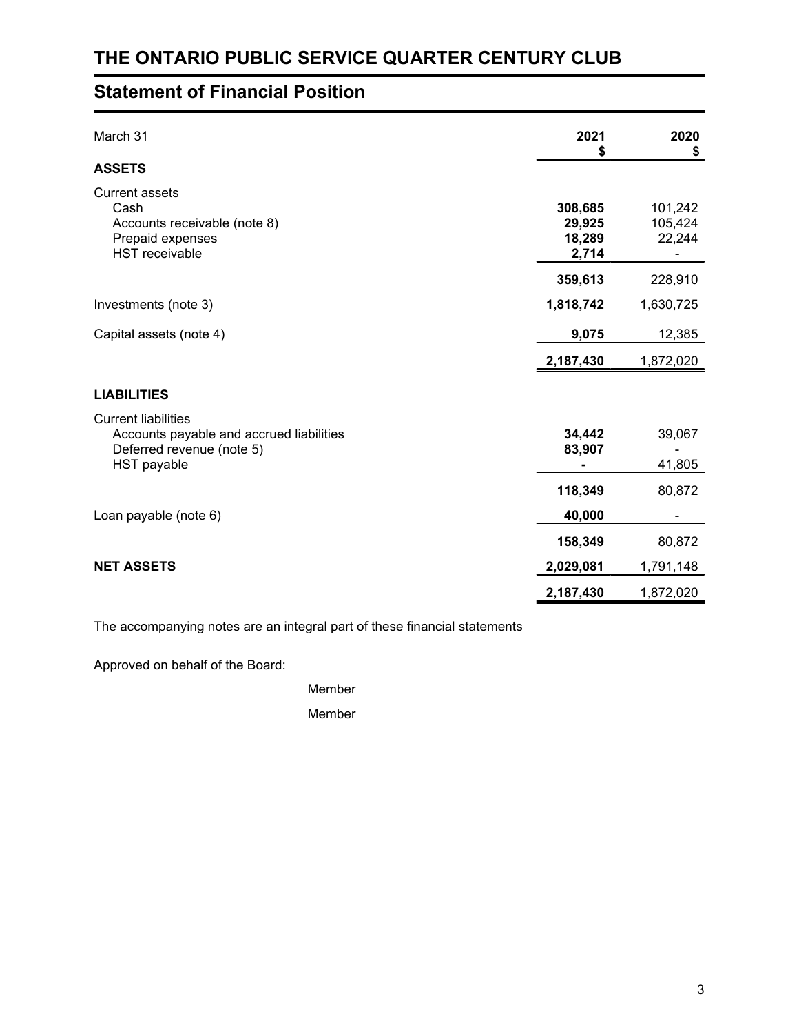# THE ONTARIO PUBLIC SERVICE QUARTER CENTURY CLUB

## Statement of Financial Position

| March 31 | 2021<br>$ | 2020<br>$ |
|---|---|---|
| **ASSETS** | | |
| Current assets | | |
| Cash | **308,685** | 101,242 |
| Accounts receivable (note 8) | **29,925** | 105,424 |
| Prepaid expenses | **18,289** | 22,244 |
| HST receivable | **2,714** | - |
| | **359,613** | 228,910 |
| Investments (note 3) | **1,818,742** | 1,630,725 |
| Capital assets (note 4) | **9,075** | 12,385 |
| | **2,187,430** | 1,872,020 |
| **LIABILITIES** | | |
| Current liabilities | | |
| Accounts payable and accrued liabilities | **34,442** | 39,067 |
| Deferred revenue (note 5) | **83,907** | - |
| HST payable | **-** | 41,805 |
| | **118,349** | 80,872 |
| Loan payable (note 6) | **40,000** | - |
| | **158,349** | 80,872 |
| **NET ASSETS** | **2,029,081** | 1,791,148 |
| | **2,187,430** | 1,872,020 |

The accompanying notes are an integral part of these financial statements

Approved on behalf of the Board:

Member

Member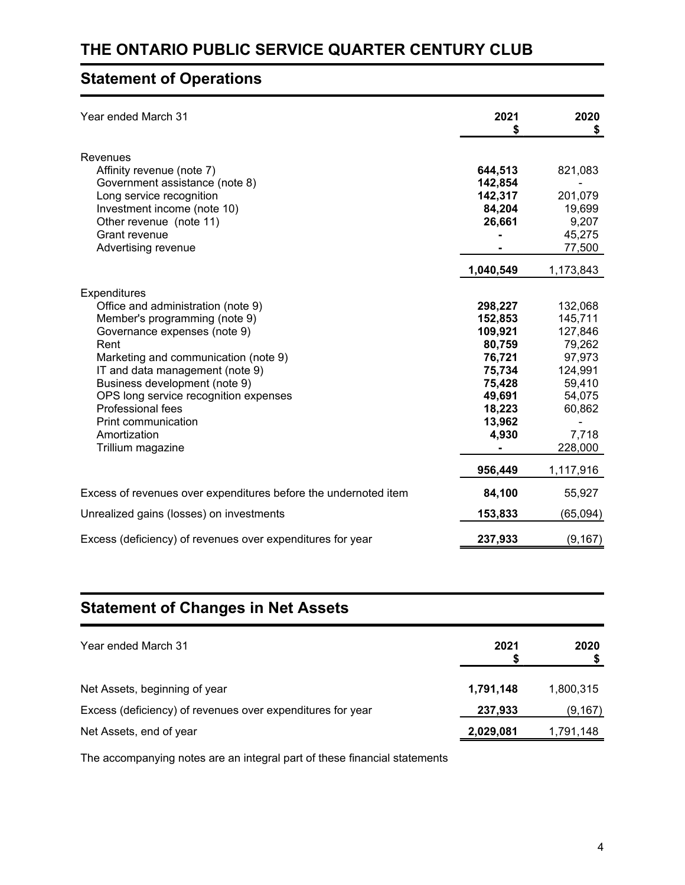# THE ONTARIO PUBLIC SERVICE QUARTER CENTURY CLUB

## Statement of Operations

| Year ended March 31 | 2021<br>$ | 2020<br>$ |
|---|---|---|
| **Revenues** | | |
| Affinity revenue (note 7) | **644,513** | 821,083 |
| Government assistance (note 8) | **142,854** | - |
| Long service recognition | **142,317** | 201,079 |
| Investment income (note 10) | **84,204** | 19,699 |
| Other revenue (note 11) | **26,661** | 9,207 |
| Grant revenue | **-** | 45,275 |
| Advertising revenue | **-** | 77,500 |
| | **1,040,549** | 1,173,843 |
| **Expenditures** | | |
| Office and administration (note 9) | **298,227** | 132,068 |
| Member's programming (note 9) | **152,853** | 145,711 |
| Governance expenses (note 9) | **109,921** | 127,846 |
| Rent | **80,759** | 79,262 |
| Marketing and communication (note 9) | **76,721** | 97,973 |
| IT and data management (note 9) | **75,734** | 124,991 |
| Business development (note 9) | **75,428** | 59,410 |
| OPS long service recognition expenses | **49,691** | 54,075 |
| Professional fees | **18,223** | 60,862 |
| Print communication | **13,962** | - |
| Amortization | **4,930** | 7,718 |
| Trillium magazine | **-** | 228,000 |
| | **956,449** | 1,117,916 |
| Excess of revenues over expenditures before the undernoted item | **84,100** | 55,927 |
| Unrealized gains (losses) on investments | **153,833** | (65,094) |
| Excess (deficiency) of revenues over expenditures for year | **237,933** | (9,167) |

## Statement of Changes in Net Assets

| Year ended March 31 | 2021<br>$ | 2020<br>$ |
|---|---|---|
| Net Assets, beginning of year | **1,791,148** | 1,800,315 |
| Excess (deficiency) of revenues over expenditures for year | **237,933** | (9,167) |
| Net Assets, end of year | **2,029,081** | 1,791,148 |

The accompanying notes are an integral part of these financial statements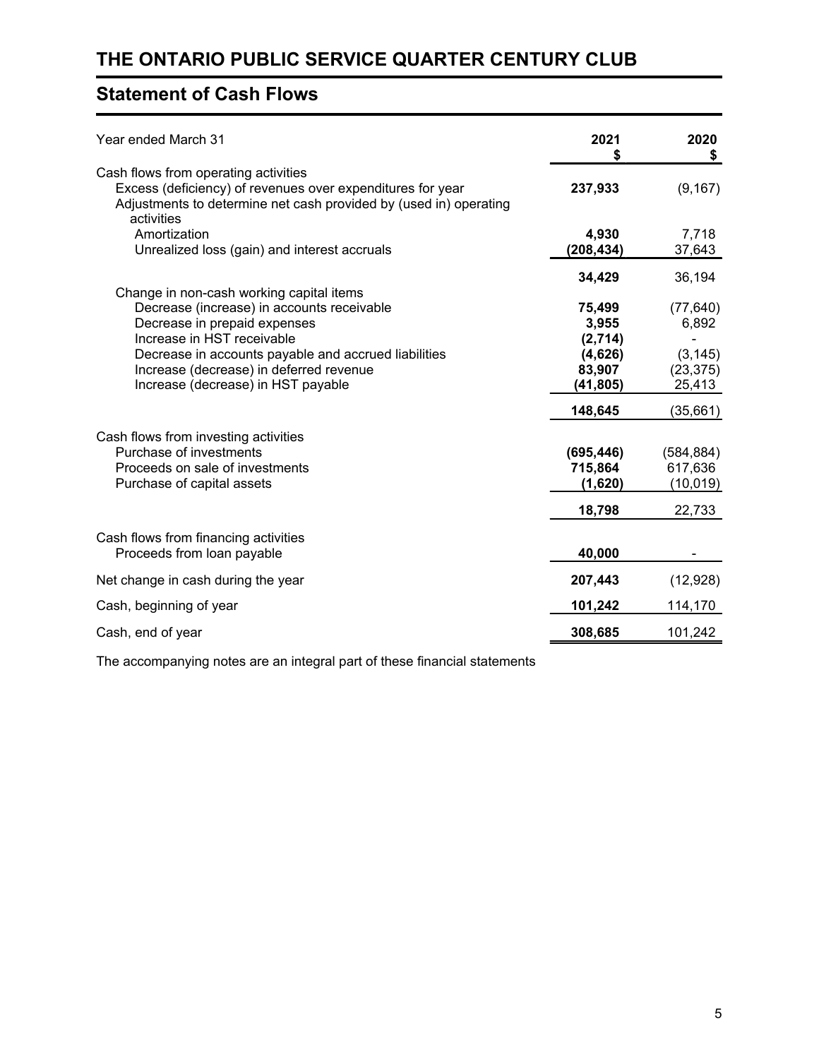# THE ONTARIO PUBLIC SERVICE QUARTER CENTURY CLUB

## Statement of Cash Flows

| Year ended March 31 | 2021<br>$ | 2020<br>$ |
|---|---|---|
| Cash flows from operating activities | | |
| Excess (deficiency) of revenues over expenditures for year | **237,933** | (9,167) |
| Adjustments to determine net cash provided by (used in) operating activities | | |
| Amortization | **4,930** | 7,718 |
| Unrealized loss (gain) and interest accruals | **(208,434)** | 37,643 |
| | **34,429** | 36,194 |
| Change in non-cash working capital items | | |
| Decrease (increase) in accounts receivable | **75,499** | (77,640) |
| Decrease in prepaid expenses | **3,955** | 6,892 |
| Increase in HST receivable | **(2,714)** | - |
| Decrease in accounts payable and accrued liabilities | **(4,626)** | (3,145) |
| Increase (decrease) in deferred revenue | **83,907** | (23,375) |
| Increase (decrease) in HST payable | **(41,805)** | 25,413 |
| | **148,645** | (35,661) |
| Cash flows from investing activities | | |
| Purchase of investments | **(695,446)** | (584,884) |
| Proceeds on sale of investments | **715,864** | 617,636 |
| Purchase of capital assets | **(1,620)** | (10,019) |
| | **18,798** | 22,733 |
| Cash flows from financing activities | | |
| Proceeds from loan payable | **40,000** | - |
| Net change in cash during the year | **207,443** | (12,928) |
| Cash, beginning of year | **101,242** | 114,170 |
| Cash, end of year | **308,685** | 101,242 |

The accompanying notes are an integral part of these financial statements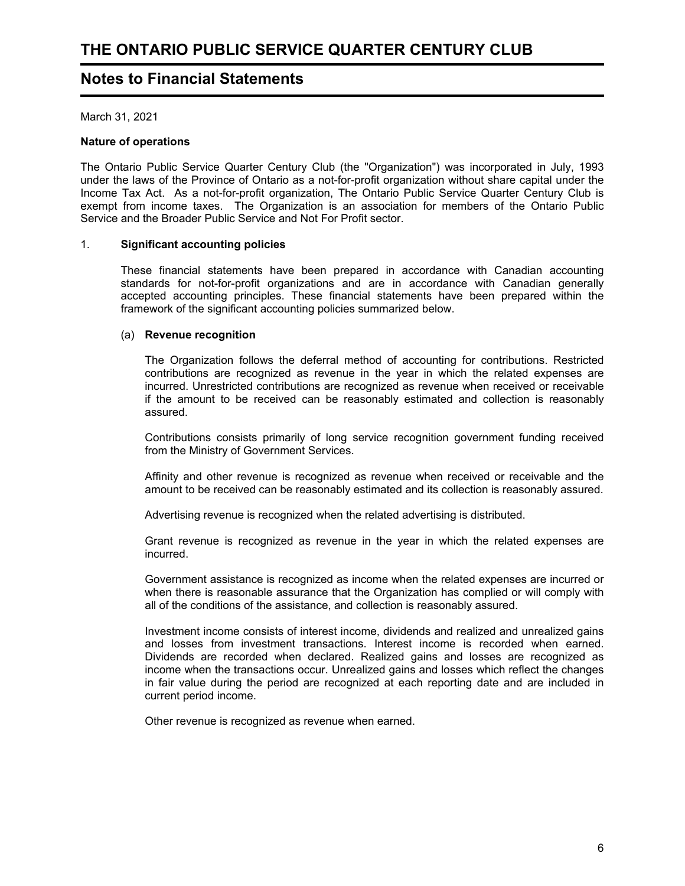# THE ONTARIO PUBLIC SERVICE QUARTER CENTURY CLUB

## Notes to Financial Statements

March 31, 2021

**Nature of operations**

The Ontario Public Service Quarter Century Club (the "Organization") was incorporated in July, 1993 under the laws of the Province of Ontario as a not-for-profit organization without share capital under the Income Tax Act. As a not-for-profit organization, The Ontario Public Service Quarter Century Club is exempt from income taxes. The Organization is an association for members of the Ontario Public Service and the Broader Public Service and Not For Profit sector.

1. **Significant accounting policies**

   These financial statements have been prepared in accordance with Canadian accounting standards for not-for-profit organizations and are in accordance with Canadian generally accepted accounting principles. These financial statements have been prepared within the framework of the significant accounting policies summarized below.

   (a) **Revenue recognition**

   The Organization follows the deferral method of accounting for contributions. Restricted contributions are recognized as revenue in the year in which the related expenses are incurred. Unrestricted contributions are recognized as revenue when received or receivable if the amount to be received can be reasonably estimated and collection is reasonably assured.

   Contributions consists primarily of long service recognition government funding received from the Ministry of Government Services.

   Affinity and other revenue is recognized as revenue when received or receivable and the amount to be received can be reasonably estimated and its collection is reasonably assured.

   Advertising revenue is recognized when the related advertising is distributed.

   Grant revenue is recognized as revenue in the year in which the related expenses are incurred.

   Government assistance is recognized as income when the related expenses are incurred or when there is reasonable assurance that the Organization has complied or will comply with all of the conditions of the assistance, and collection is reasonably assured.

   Investment income consists of interest income, dividends and realized and unrealized gains and losses from investment transactions. Interest income is recorded when earned. Dividends are recorded when declared. Realized gains and losses are recognized as income when the transactions occur. Unrealized gains and losses which reflect the changes in fair value during the period are recognized at each reporting date and are included in current period income.

   Other revenue is recognized as revenue when earned.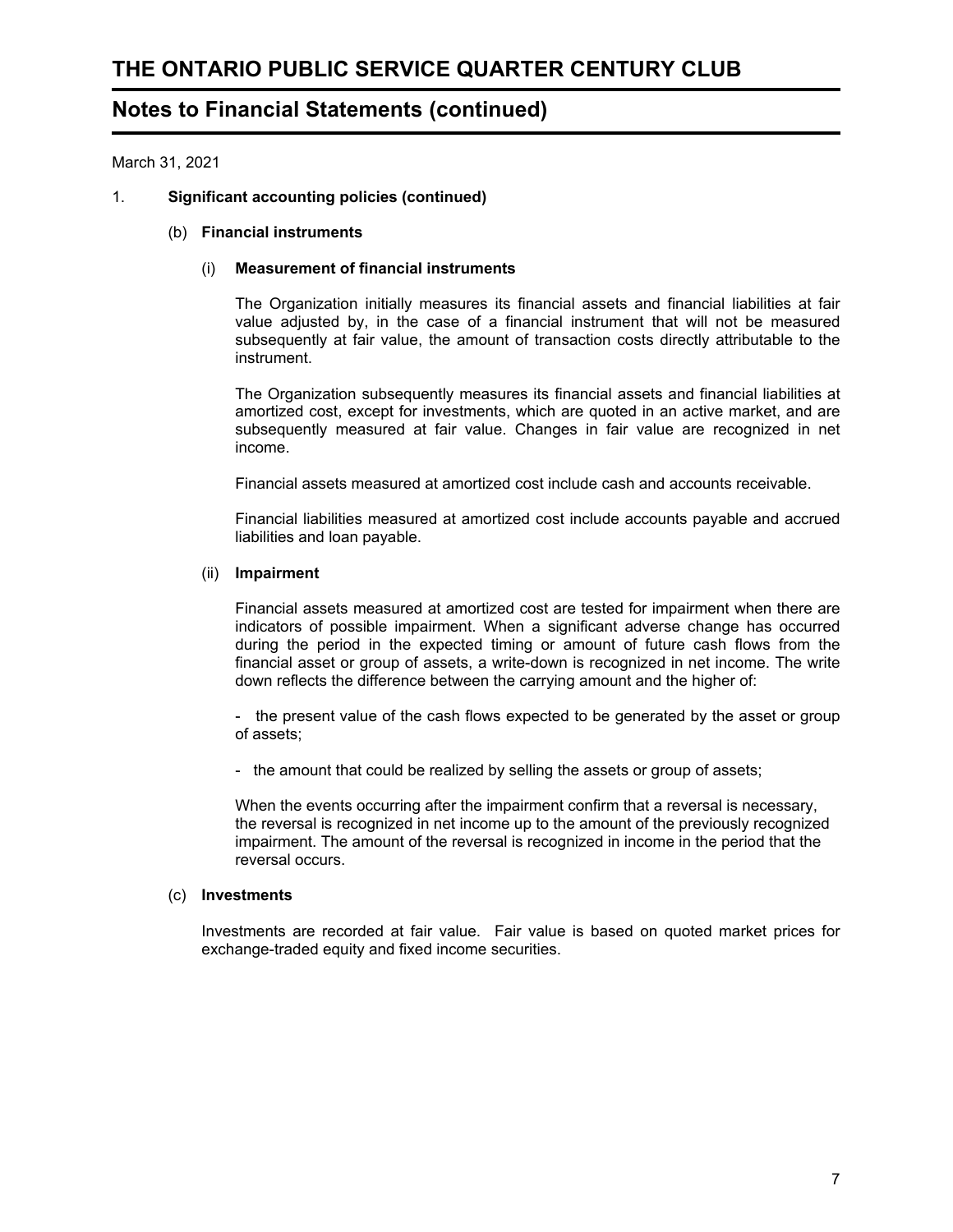# THE ONTARIO PUBLIC SERVICE QUARTER CENTURY CLUB

## Notes to Financial Statements (continued)

March 31, 2021

1. **Significant accounting policies (continued)**

   (b) **Financial instruments**

   (i) **Measurement of financial instruments**

   The Organization initially measures its financial assets and financial liabilities at fair value adjusted by, in the case of a financial instrument that will not be measured subsequently at fair value, the amount of transaction costs directly attributable to the instrument.

   The Organization subsequently measures its financial assets and financial liabilities at amortized cost, except for investments, which are quoted in an active market, and are subsequently measured at fair value. Changes in fair value are recognized in net income.

   Financial assets measured at amortized cost include cash and accounts receivable.

   Financial liabilities measured at amortized cost include accounts payable and accrued liabilities and loan payable.

   (ii) **Impairment**

   Financial assets measured at amortized cost are tested for impairment when there are indicators of possible impairment. When a significant adverse change has occurred during the period in the expected timing or amount of future cash flows from the financial asset or group of assets, a write-down is recognized in net income. The write down reflects the difference between the carrying amount and the higher of:

   - the present value of the cash flows expected to be generated by the asset or group of assets;

   - the amount that could be realized by selling the assets or group of assets;

   When the events occurring after the impairment confirm that a reversal is necessary, the reversal is recognized in net income up to the amount of the previously recognized impairment. The amount of the reversal is recognized in income in the period that the reversal occurs.

   (c) **Investments**

   Investments are recorded at fair value. Fair value is based on quoted market prices for exchange-traded equity and fixed income securities.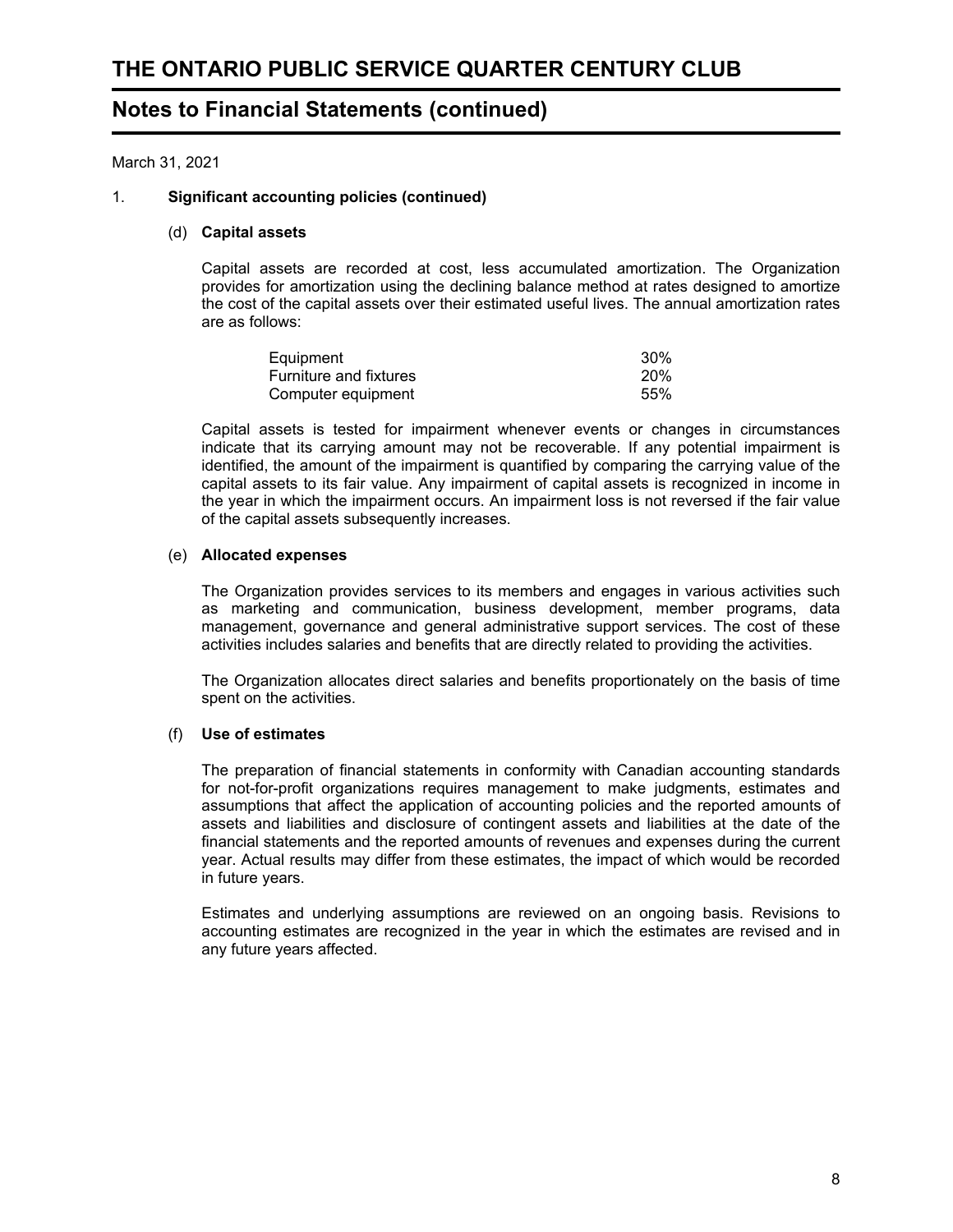# THE ONTARIO PUBLIC SERVICE QUARTER CENTURY CLUB

## Notes to Financial Statements (continued)

March 31, 2021

1. **Significant accounting policies (continued)**

(d) **Capital assets**

Capital assets are recorded at cost, less accumulated amortization. The Organization provides for amortization using the declining balance method at rates designed to amortize the cost of the capital assets over their estimated useful lives. The annual amortization rates are as follows:

| | |
|---|---|
| Equipment | 30% |
| Furniture and fixtures | 20% |
| Computer equipment | 55% |

Capital assets is tested for impairment whenever events or changes in circumstances indicate that its carrying amount may not be recoverable. If any potential impairment is identified, the amount of the impairment is quantified by comparing the carrying value of the capital assets to its fair value. Any impairment of capital assets is recognized in income in the year in which the impairment occurs. An impairment loss is not reversed if the fair value of the capital assets subsequently increases.

(e) **Allocated expenses**

The Organization provides services to its members and engages in various activities such as marketing and communication, business development, member programs, data management, governance and general administrative support services. The cost of these activities includes salaries and benefits that are directly related to providing the activities.

The Organization allocates direct salaries and benefits proportionately on the basis of time spent on the activities.

(f) **Use of estimates**

The preparation of financial statements in conformity with Canadian accounting standards for not-for-profit organizations requires management to make judgments, estimates and assumptions that affect the application of accounting policies and the reported amounts of assets and liabilities and disclosure of contingent assets and liabilities at the date of the financial statements and the reported amounts of revenues and expenses during the current year. Actual results may differ from these estimates, the impact of which would be recorded in future years.

Estimates and underlying assumptions are reviewed on an ongoing basis. Revisions to accounting estimates are recognized in the year in which the estimates are revised and in any future years affected.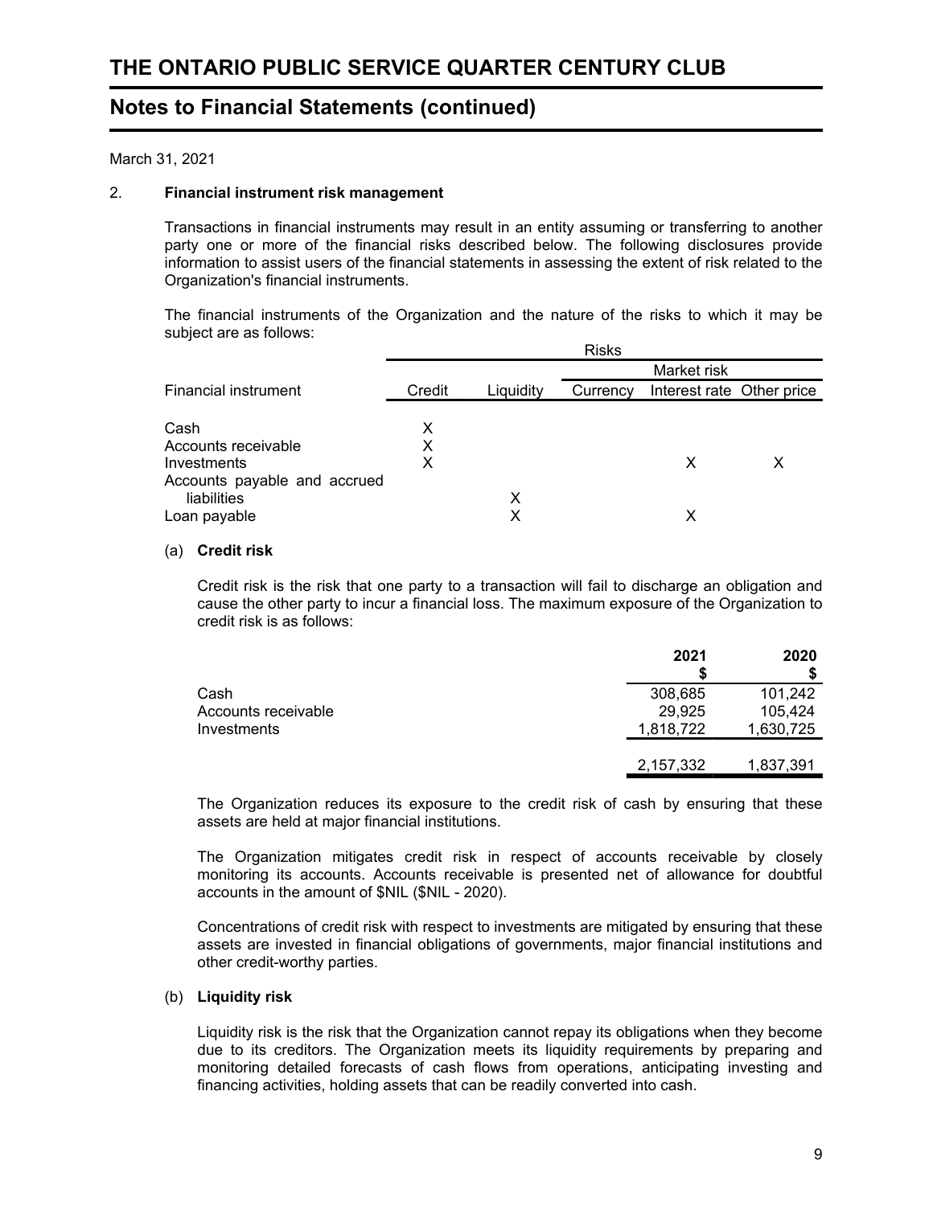# THE ONTARIO PUBLIC SERVICE QUARTER CENTURY CLUB

## Notes to Financial Statements (continued)

March 31, 2021

### 2. Financial instrument risk management

Transactions in financial instruments may result in an entity assuming or transferring to another party one or more of the financial risks described below. The following disclosures provide information to assist users of the financial statements in assessing the extent of risk related to the Organization's financial instruments.

The financial instruments of the Organization and the nature of the risks to which it may be subject are as follows:

| | Risks | | | | |
|---|---|---|---|---|---|
| | | | Market risk | | |
| Financial instrument | Credit | Liquidity | Currency | Interest rate | Other price |
| Cash | X | | | | |
| Accounts receivable | X | | | | |
| Investments | X | | | X | X |
| Accounts payable and accrued liabilities | | X | | | |
| Loan payable | | X | | X | |

#### (a) Credit risk

Credit risk is the risk that one party to a transaction will fail to discharge an obligation and cause the other party to incur a financial loss. The maximum exposure of the Organization to credit risk is as follows:

| | 2021 $ | 2020 $ |
|---|---|---|
| Cash | 308,685 | 101,242 |
| Accounts receivable | 29,925 | 105,424 |
| Investments | 1,818,722 | 1,630,725 |
| | 2,157,332 | 1,837,391 |

The Organization reduces its exposure to the credit risk of cash by ensuring that these assets are held at major financial institutions.

The Organization mitigates credit risk in respect of accounts receivable by closely monitoring its accounts. Accounts receivable is presented net of allowance for doubtful accounts in the amount of $NIL ($NIL - 2020).

Concentrations of credit risk with respect to investments are mitigated by ensuring that these assets are invested in financial obligations of governments, major financial institutions and other credit-worthy parties.

#### (b) Liquidity risk

Liquidity risk is the risk that the Organization cannot repay its obligations when they become due to its creditors. The Organization meets its liquidity requirements by preparing and monitoring detailed forecasts of cash flows from operations, anticipating investing and financing activities, holding assets that can be readily converted into cash.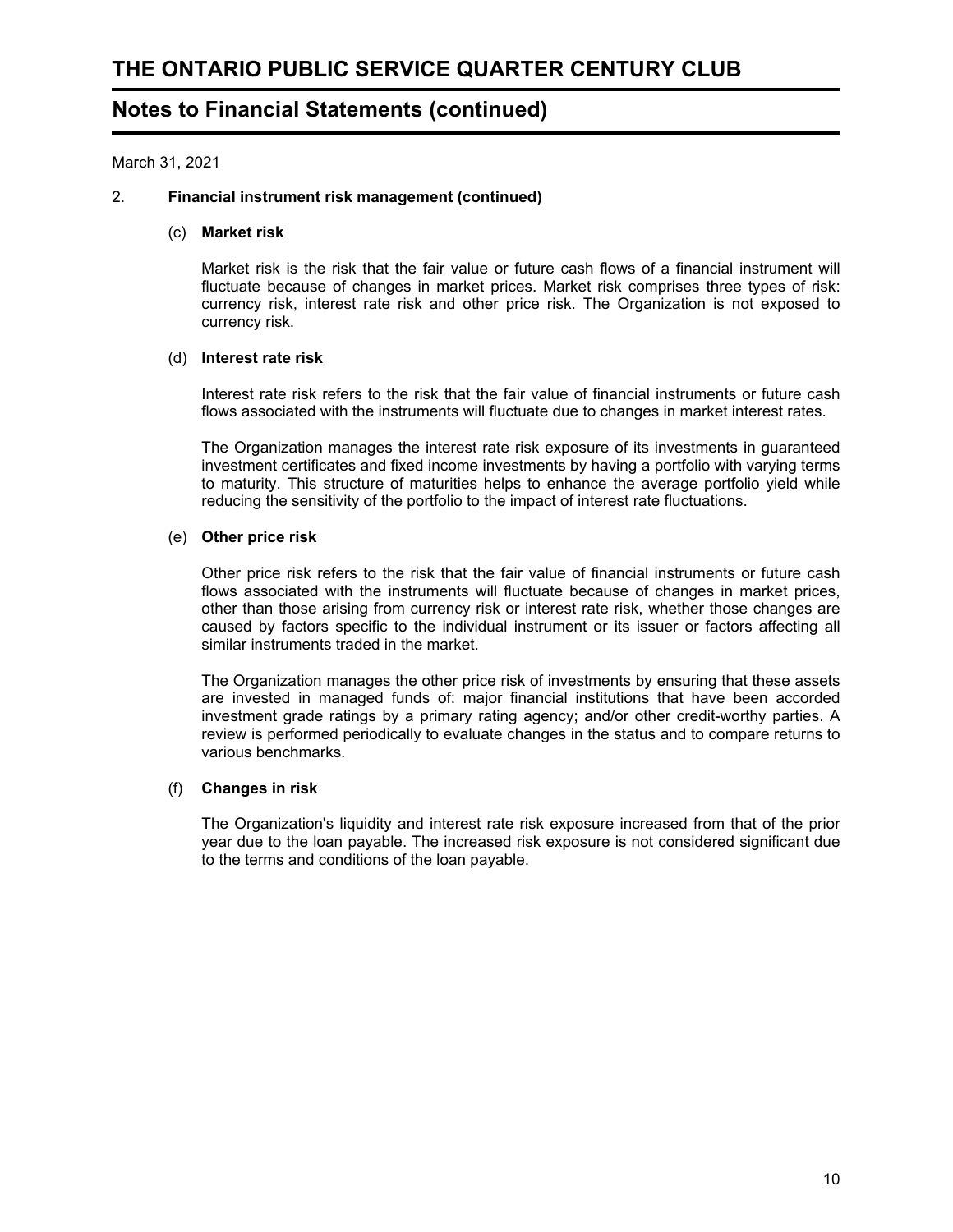# THE ONTARIO PUBLIC SERVICE QUARTER CENTURY CLUB

## Notes to Financial Statements (continued)

March 31, 2021

### 2. Financial instrument risk management (continued)

#### (c) Market risk

Market risk is the risk that the fair value or future cash flows of a financial instrument will fluctuate because of changes in market prices. Market risk comprises three types of risk: currency risk, interest rate risk and other price risk. The Organization is not exposed to currency risk.

#### (d) Interest rate risk

Interest rate risk refers to the risk that the fair value of financial instruments or future cash flows associated with the instruments will fluctuate due to changes in market interest rates.

The Organization manages the interest rate risk exposure of its investments in guaranteed investment certificates and fixed income investments by having a portfolio with varying terms to maturity. This structure of maturities helps to enhance the average portfolio yield while reducing the sensitivity of the portfolio to the impact of interest rate fluctuations.

#### (e) Other price risk

Other price risk refers to the risk that the fair value of financial instruments or future cash flows associated with the instruments will fluctuate because of changes in market prices, other than those arising from currency risk or interest rate risk, whether those changes are caused by factors specific to the individual instrument or its issuer or factors affecting all similar instruments traded in the market.

The Organization manages the other price risk of investments by ensuring that these assets are invested in managed funds of: major financial institutions that have been accorded investment grade ratings by a primary rating agency; and/or other credit-worthy parties. A review is performed periodically to evaluate changes in the status and to compare returns to various benchmarks.

#### (f) Changes in risk

The Organization's liquidity and interest rate risk exposure increased from that of the prior year due to the loan payable. The increased risk exposure is not considered significant due to the terms and conditions of the loan payable.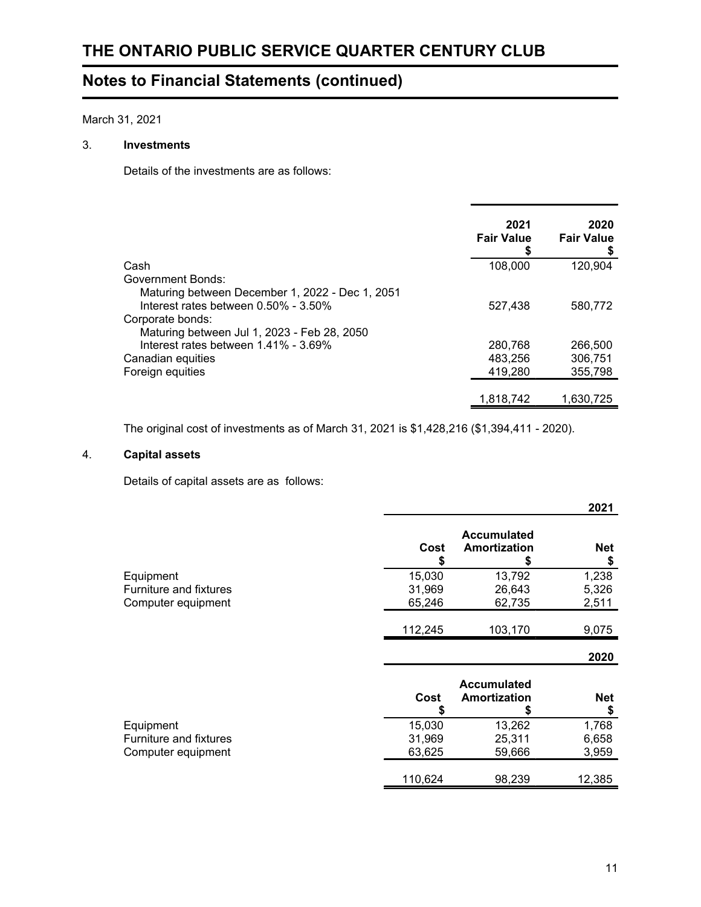March 31, 2021

### 3. Investments

Details of the investments are as follows:

| | 2021 Fair Value $ | 2020 Fair Value $ |
|---|---|---|
| Cash | 108,000 | 120,904 |
| Government Bonds: | | |
| Maturing between December 1, 2022 - Dec 1, 2051 | | |
| Interest rates between 0.50% - 3.50% | 527,438 | 580,772 |
| Corporate bonds: | | |
| Maturing between Jul 1, 2023 - Feb 28, 2050 | | |
| Interest rates between 1.41% - 3.69% | 280,768 | 266,500 |
| Canadian equities | 483,256 | 306,751 |
| Foreign equities | 419,280 | 355,798 |
| | 1,818,742 | 1,630,725 |

The original cost of investments as of March 31, 2021 is $1,428,216 ($1,394,411 - 2020).

### 4. Capital assets

Details of capital assets are as follows:

| | | | 2021 |
|---|---|---|---|
| | Cost $ | Accumulated Amortization $ | Net $ |
| Equipment | 15,030 | 13,792 | 1,238 |
| Furniture and fixtures | 31,969 | 26,643 | 5,326 |
| Computer equipment | 65,246 | 62,735 | 2,511 |
| | 112,245 | 103,170 | 9,075 |

| | | | 2020 |
|---|---|---|---|
| | Cost $ | Accumulated Amortization $ | Net $ |
| Equipment | 15,030 | 13,262 | 1,768 |
| Furniture and fixtures | 31,969 | 25,311 | 6,658 |
| Computer equipment | 63,625 | 59,666 | 3,959 |
| | 110,624 | 98,239 | 12,385 |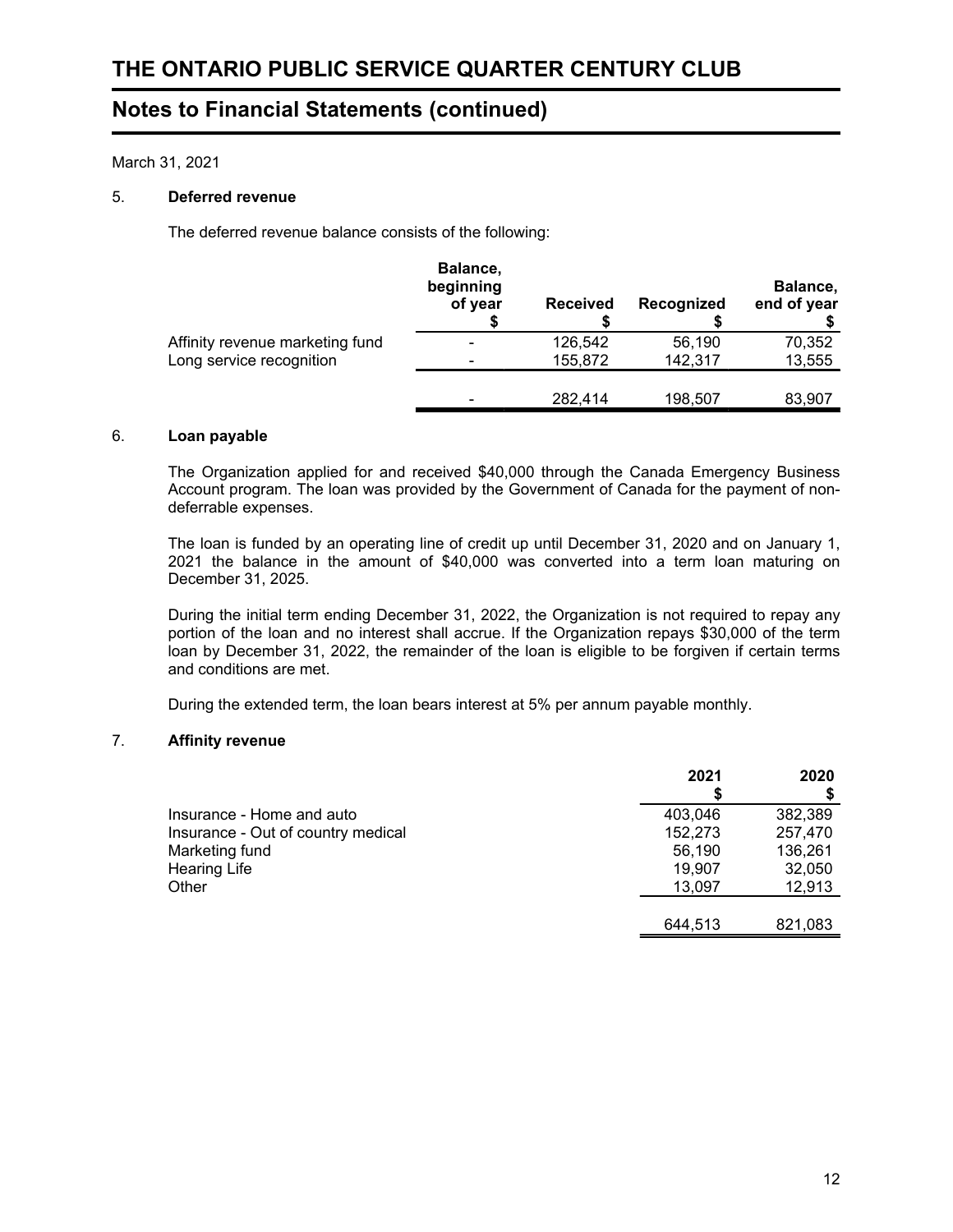# THE ONTARIO PUBLIC SERVICE QUARTER CENTURY CLUB

## Notes to Financial Statements (continued)

March 31, 2021

### 5. Deferred revenue

The deferred revenue balance consists of the following:

| | Balance, beginning of year $ | Received $ | Recognized $ | Balance, end of year $ |
|---|---|---|---|---|
| Affinity revenue marketing fund | - | 126,542 | 56,190 | 70,352 |
| Long service recognition | - | 155,872 | 142,317 | 13,555 |
| | - | 282,414 | 198,507 | 83,907 |

### 6. Loan payable

The Organization applied for and received $40,000 through the Canada Emergency Business Account program. The loan was provided by the Government of Canada for the payment of non-deferrable expenses.

The loan is funded by an operating line of credit up until December 31, 2020 and on January 1, 2021 the balance in the amount of $40,000 was converted into a term loan maturing on December 31, 2025.

During the initial term ending December 31, 2022, the Organization is not required to repay any portion of the loan and no interest shall accrue. If the Organization repays $30,000 of the term loan by December 31, 2022, the remainder of the loan is eligible to be forgiven if certain terms and conditions are met.

During the extended term, the loan bears interest at 5% per annum payable monthly.

### 7. Affinity revenue

| | 2021 $ | 2020 $ |
|---|---|---|
| Insurance - Home and auto | 403,046 | 382,389 |
| Insurance - Out of country medical | 152,273 | 257,470 |
| Marketing fund | 56,190 | 136,261 |
| Hearing Life | 19,907 | 32,050 |
| Other | 13,097 | 12,913 |
| | 644,513 | 821,083 |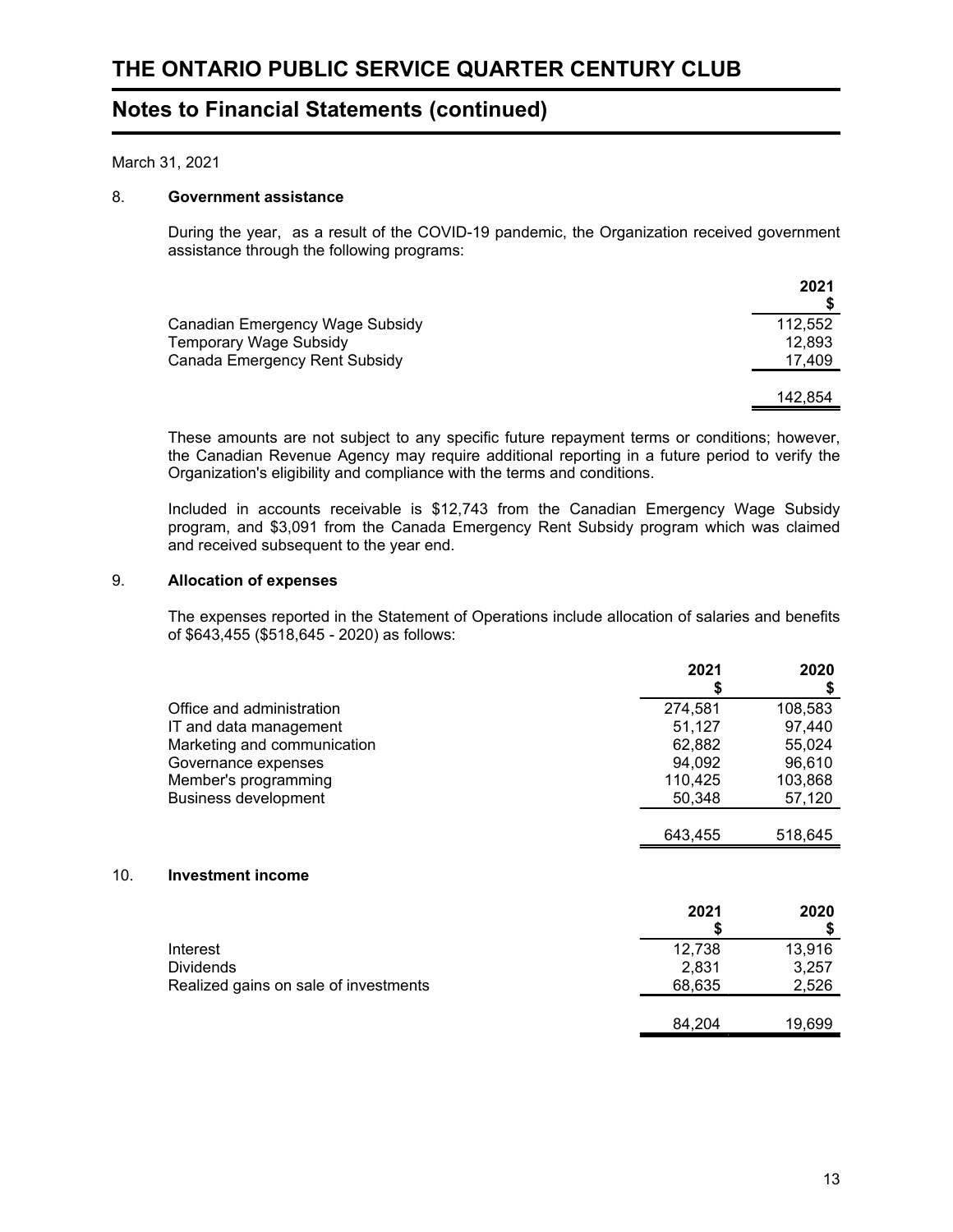# THE ONTARIO PUBLIC SERVICE QUARTER CENTURY CLUB

## Notes to Financial Statements (continued)

March 31, 2021

### 8. Government assistance

During the year, as a result of the COVID-19 pandemic, the Organization received government assistance through the following programs:

| | 2021 $ |
|---|---|
| Canadian Emergency Wage Subsidy | 112,552 |
| Temporary Wage Subsidy | 12,893 |
| Canada Emergency Rent Subsidy | 17,409 |
| | 142,854 |

These amounts are not subject to any specific future repayment terms or conditions; however, the Canadian Revenue Agency may require additional reporting in a future period to verify the Organization's eligibility and compliance with the terms and conditions.

Included in accounts receivable is $12,743 from the Canadian Emergency Wage Subsidy program, and $3,091 from the Canada Emergency Rent Subsidy program which was claimed and received subsequent to the year end.

### 9. Allocation of expenses

The expenses reported in the Statement of Operations include allocation of salaries and benefits of $643,455 ($518,645 - 2020) as follows:

| | 2021 $ | 2020 $ |
|---|---|---|
| Office and administration | 274,581 | 108,583 |
| IT and data management | 51,127 | 97,440 |
| Marketing and communication | 62,882 | 55,024 |
| Governance expenses | 94,092 | 96,610 |
| Member's programming | 110,425 | 103,868 |
| Business development | 50,348 | 57,120 |
| | 643,455 | 518,645 |

### 10. Investment income

| | 2021 $ | 2020 $ |
|---|---|---|
| Interest | 12,738 | 13,916 |
| Dividends | 2,831 | 3,257 |
| Realized gains on sale of investments | 68,635 | 2,526 |
| | 84,204 | 19,699 |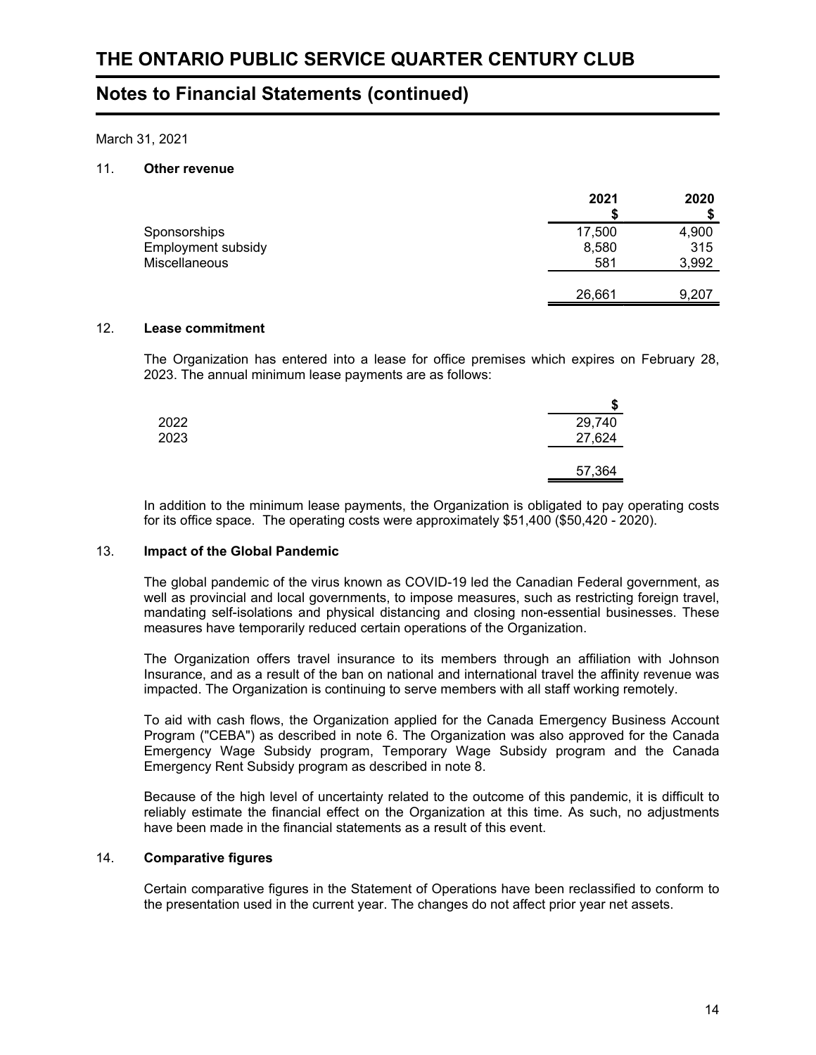# THE ONTARIO PUBLIC SERVICE QUARTER CENTURY CLUB

## Notes to Financial Statements (continued)

March 31, 2021

### 11. Other revenue

| | 2021<br>$ | 2020<br>$ |
|---|---|---|
| Sponsorships | 17,500 | 4,900 |
| Employment subsidy | 8,580 | 315 |
| Miscellaneous | 581 | 3,992 |
| | 26,661 | 9,207 |

### 12. Lease commitment

The Organization has entered into a lease for office premises which expires on February 28, 2023. The annual minimum lease payments are as follows:

| | $ |
|---|---|
| 2022 | 29,740 |
| 2023 | 27,624 |
| | 57,364 |

In addition to the minimum lease payments, the Organization is obligated to pay operating costs for its office space. The operating costs were approximately $51,400 ($50,420 - 2020).

### 13. Impact of the Global Pandemic

The global pandemic of the virus known as COVID-19 led the Canadian Federal government, as well as provincial and local governments, to impose measures, such as restricting foreign travel, mandating self-isolations and physical distancing and closing non-essential businesses. These measures have temporarily reduced certain operations of the Organization.

The Organization offers travel insurance to its members through an affiliation with Johnson Insurance, and as a result of the ban on national and international travel the affinity revenue was impacted. The Organization is continuing to serve members with all staff working remotely.

To aid with cash flows, the Organization applied for the Canada Emergency Business Account Program ("CEBA") as described in note 6. The Organization was also approved for the Canada Emergency Wage Subsidy program, Temporary Wage Subsidy program and the Canada Emergency Rent Subsidy program as described in note 8.

Because of the high level of uncertainty related to the outcome of this pandemic, it is difficult to reliably estimate the financial effect on the Organization at this time. As such, no adjustments have been made in the financial statements as a result of this event.

### 14. Comparative figures

Certain comparative figures in the Statement of Operations have been reclassified to conform to the presentation used in the current year. The changes do not affect prior year net assets.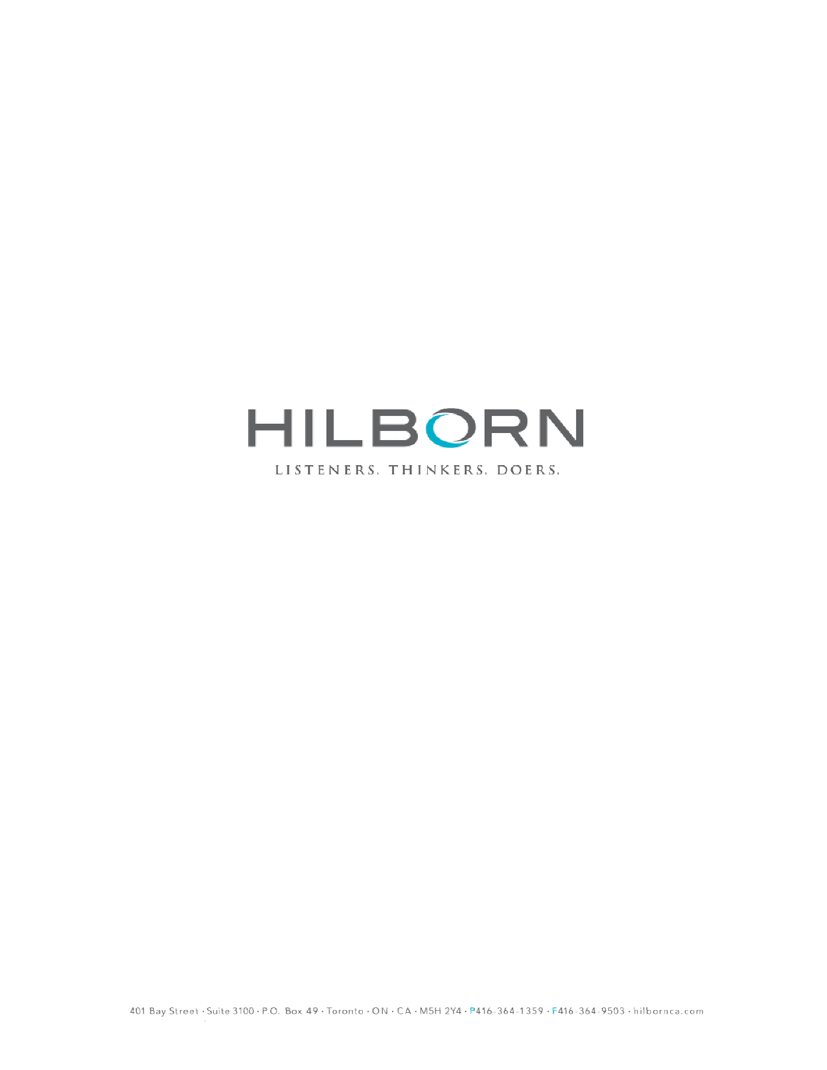HILBORN

LISTENERS. THINKERS. DOERS.

401 Bay Street · Suite 3100 · P.O. Box 49 · Toronto · ON · CA · M5H 2Y4 · P416-364-1359 · F416-364-9503 · hilbornca.com